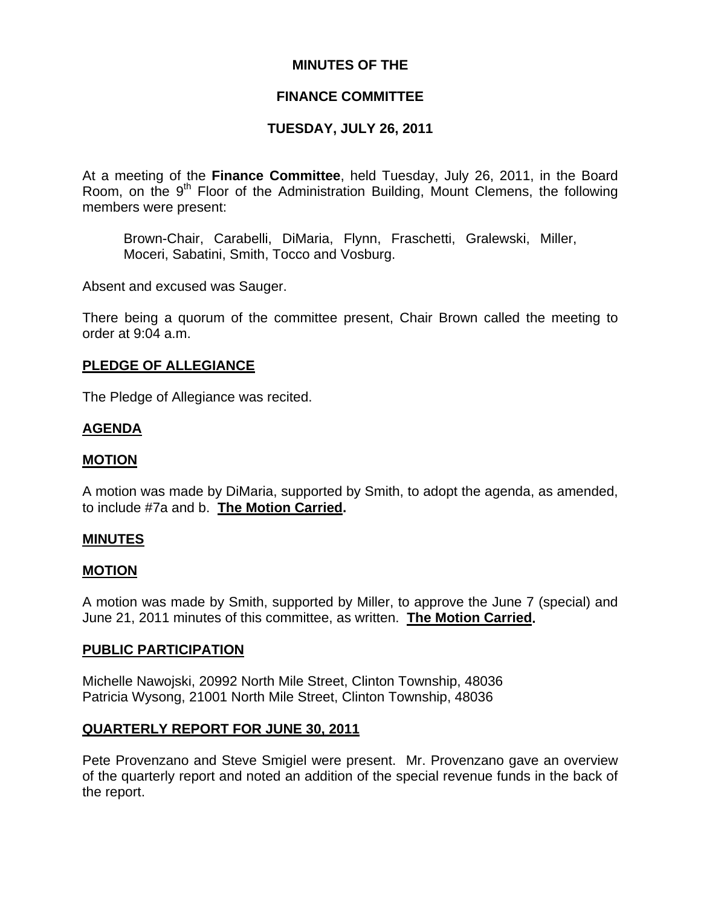# MINUTES OF THE

## FINANCE COMMITTEE

## TUESDAY, JULY 26, 2011

At a meeting of the **Finance Committee**, held Tuesday, July 26, 2011, in the Board Room, on the 9th Floor of the Administration Building, Mount Clemens, the following members were present:

> Brown-Chair, Carabelli, DiMaria, Flynn, Fraschetti, Gralewski, Miller, Moceri, Sabatini, Smith, Tocco and Vosburg.

Absent and excused was Sauger.

There being a quorum of the committee present, Chair Brown called the meeting to order at 9:04 a.m.

### PLEDGE OF ALLEGIANCE

The Pledge of Allegiance was recited.

### AGENDA

### MOTION

A motion was made by DiMaria, supported by Smith, to adopt the agenda, as amended, to include #7a and b. **The Motion Carried.**

### MINUTES

### MOTION

A motion was made by Smith, supported by Miller, to approve the June 7 (special) and June 21, 2011 minutes of this committee, as written. **The Motion Carried.**

### PUBLIC PARTICIPATION

Michelle Nawojski, 20992 North Mile Street, Clinton Township, 48036
Patricia Wysong, 21001 North Mile Street, Clinton Township, 48036

### QUARTERLY REPORT FOR JUNE 30, 2011

Pete Provenzano and Steve Smigiel were present. Mr. Provenzano gave an overview of the quarterly report and noted an addition of the special revenue funds in the back of the report.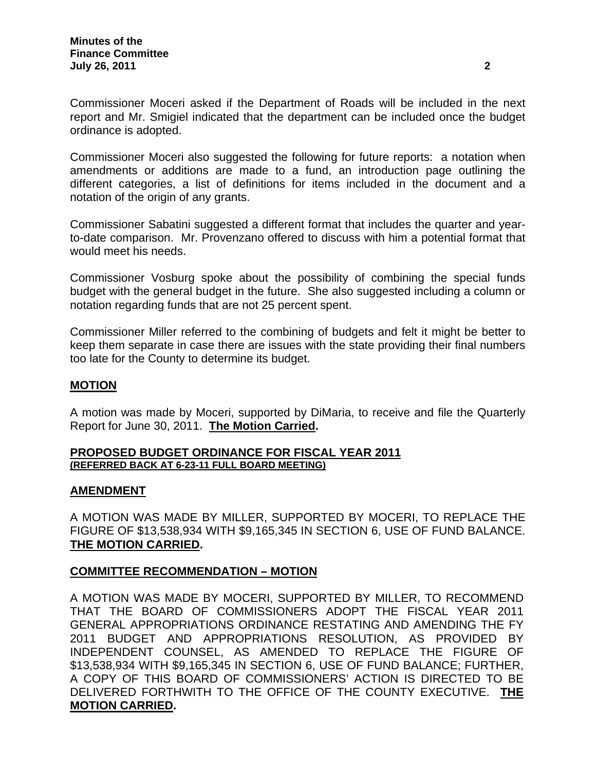Commissioner Moceri asked if the Department of Roads will be included in the next report and Mr. Smigiel indicated that the department can be included once the budget ordinance is adopted.

Commissioner Moceri also suggested the following for future reports: a notation when amendments or additions are made to a fund, an introduction page outlining the different categories, a list of definitions for items included in the document and a notation of the origin of any grants.

Commissioner Sabatini suggested a different format that includes the quarter and year-to-date comparison. Mr. Provenzano offered to discuss with him a potential format that would meet his needs.

Commissioner Vosburg spoke about the possibility of combining the special funds budget with the general budget in the future. She also suggested including a column or notation regarding funds that are not 25 percent spent.

Commissioner Miller referred to the combining of budgets and felt it might be better to keep them separate in case there are issues with the state providing their final numbers too late for the County to determine its budget.

**MOTION**

A motion was made by Moceri, supported by DiMaria, to receive and file the Quarterly Report for June 30, 2011. **The Motion Carried.**

**PROPOSED BUDGET ORDINANCE FOR FISCAL YEAR 2011**
**(REFERRED BACK AT 6-23-11 FULL BOARD MEETING)**

**AMENDMENT**

A MOTION WAS MADE BY MILLER, SUPPORTED BY MOCERI, TO REPLACE THE FIGURE OF $13,538,934 WITH $9,165,345 IN SECTION 6, USE OF FUND BALANCE. **THE MOTION CARRIED.**

**COMMITTEE RECOMMENDATION – MOTION**

A MOTION WAS MADE BY MOCERI, SUPPORTED BY MILLER, TO RECOMMEND THAT THE BOARD OF COMMISSIONERS ADOPT THE FISCAL YEAR 2011 GENERAL APPROPRIATIONS ORDINANCE RESTATING AND AMENDING THE FY 2011 BUDGET AND APPROPRIATIONS RESOLUTION, AS PROVIDED BY INDEPENDENT COUNSEL, AS AMENDED TO REPLACE THE FIGURE OF $13,538,934 WITH $9,165,345 IN SECTION 6, USE OF FUND BALANCE; FURTHER, A COPY OF THIS BOARD OF COMMISSIONERS' ACTION IS DIRECTED TO BE DELIVERED FORTHWITH TO THE OFFICE OF THE COUNTY EXECUTIVE. **THE MOTION CARRIED.**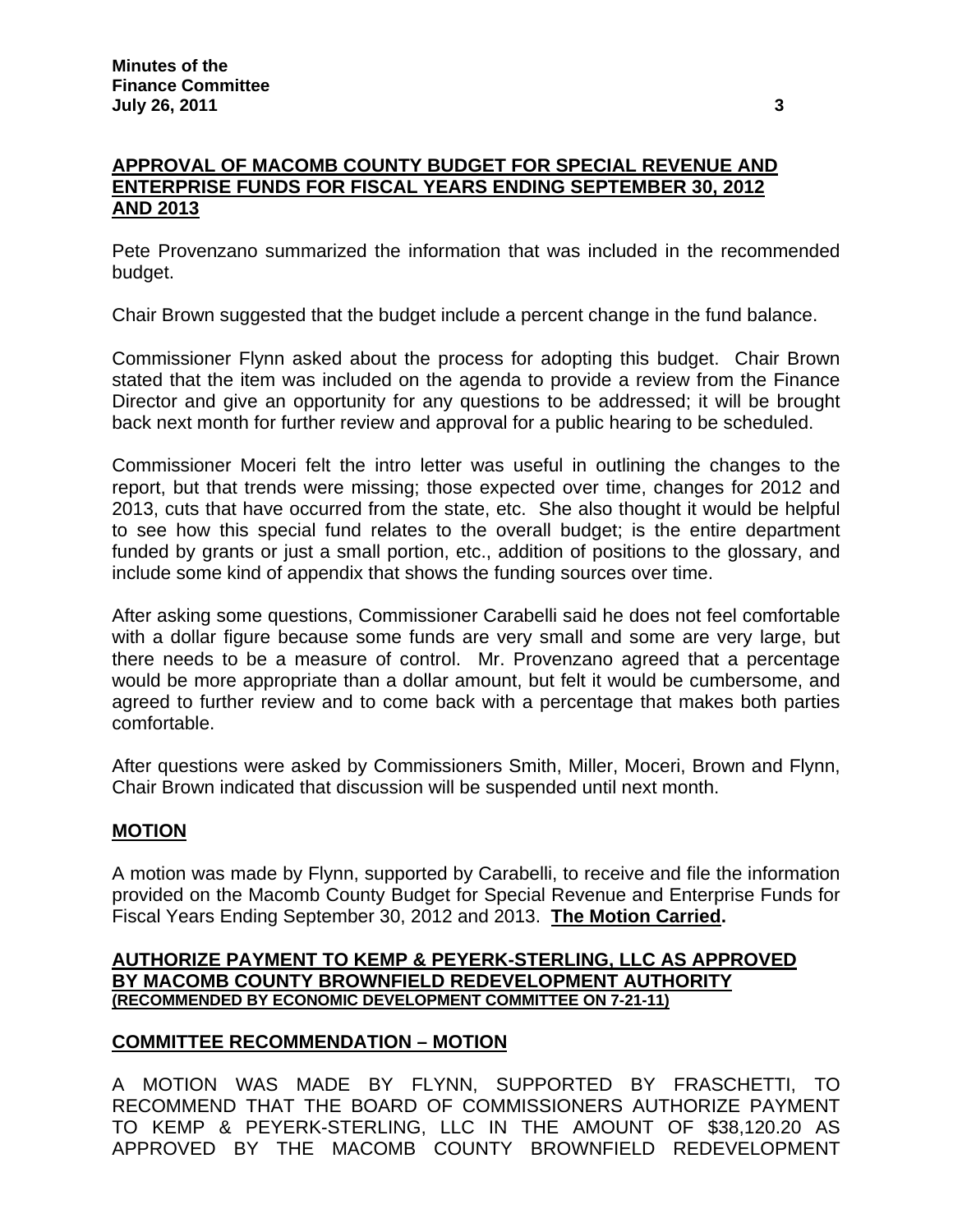**APPROVAL OF MACOMB COUNTY BUDGET FOR SPECIAL REVENUE AND ENTERPRISE FUNDS FOR FISCAL YEARS ENDING SEPTEMBER 30, 2012 AND 2013**

Pete Provenzano summarized the information that was included in the recommended budget.

Chair Brown suggested that the budget include a percent change in the fund balance.

Commissioner Flynn asked about the process for adopting this budget. Chair Brown stated that the item was included on the agenda to provide a review from the Finance Director and give an opportunity for any questions to be addressed; it will be brought back next month for further review and approval for a public hearing to be scheduled.

Commissioner Moceri felt the intro letter was useful in outlining the changes to the report, but that trends were missing; those expected over time, changes for 2012 and 2013, cuts that have occurred from the state, etc. She also thought it would be helpful to see how this special fund relates to the overall budget; is the entire department funded by grants or just a small portion, etc., addition of positions to the glossary, and include some kind of appendix that shows the funding sources over time.

After asking some questions, Commissioner Carabelli said he does not feel comfortable with a dollar figure because some funds are very small and some are very large, but there needs to be a measure of control. Mr. Provenzano agreed that a percentage would be more appropriate than a dollar amount, but felt it would be cumbersome, and agreed to further review and to come back with a percentage that makes both parties comfortable.

After questions were asked by Commissioners Smith, Miller, Moceri, Brown and Flynn, Chair Brown indicated that discussion will be suspended until next month.

**MOTION**

A motion was made by Flynn, supported by Carabelli, to receive and file the information provided on the Macomb County Budget for Special Revenue and Enterprise Funds for Fiscal Years Ending September 30, 2012 and 2013. **The Motion Carried.**

**AUTHORIZE PAYMENT TO KEMP & PEYERK-STERLING, LLC AS APPROVED BY MACOMB COUNTY BROWNFIELD REDEVELOPMENT AUTHORITY**
**(RECOMMENDED BY ECONOMIC DEVELOPMENT COMMITTEE ON 7-21-11)**

**COMMITTEE RECOMMENDATION – MOTION**

A MOTION WAS MADE BY FLYNN, SUPPORTED BY FRASCHETTI, TO RECOMMEND THAT THE BOARD OF COMMISSIONERS AUTHORIZE PAYMENT TO KEMP & PEYERK-STERLING, LLC IN THE AMOUNT OF $38,120.20 AS APPROVED BY THE MACOMB COUNTY BROWNFIELD REDEVELOPMENT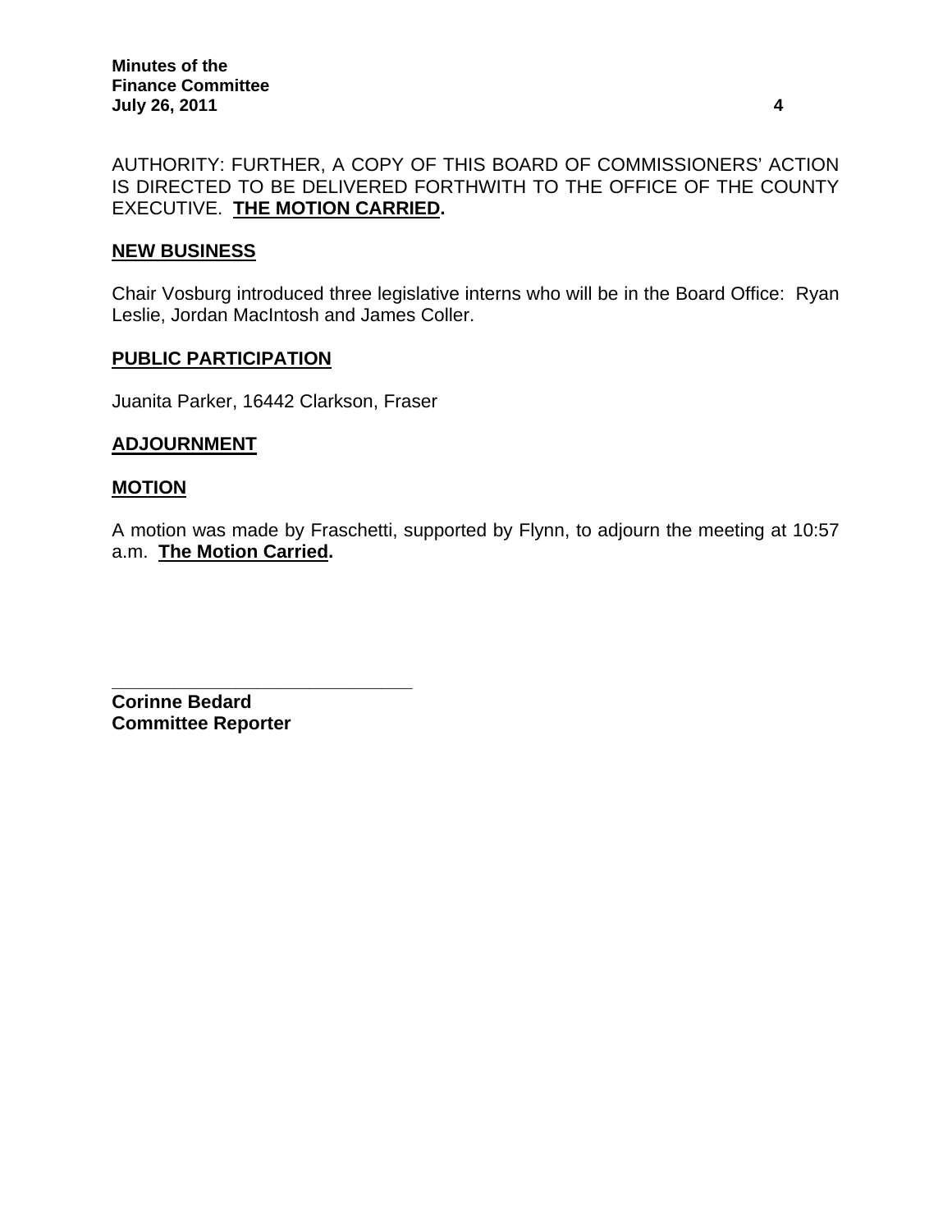AUTHORITY: FURTHER, A COPY OF THIS BOARD OF COMMISSIONERS' ACTION IS DIRECTED TO BE DELIVERED FORTHWITH TO THE OFFICE OF THE COUNTY EXECUTIVE. **THE MOTION CARRIED.**

**NEW BUSINESS**

Chair Vosburg introduced three legislative interns who will be in the Board Office: Ryan Leslie, Jordan MacIntosh and James Coller.

**PUBLIC PARTICIPATION**

Juanita Parker, 16442 Clarkson, Fraser

**ADJOURNMENT**

**MOTION**

A motion was made by Fraschetti, supported by Flynn, to adjourn the meeting at 10:57 a.m. **The Motion Carried.**

\_\_\_\_\_\_\_\_\_\_\_\_\_\_\_\_\_\_\_\_\_\_\_\_\_\_\_\_\_\_
**Corinne Bedard**
**Committee Reporter**